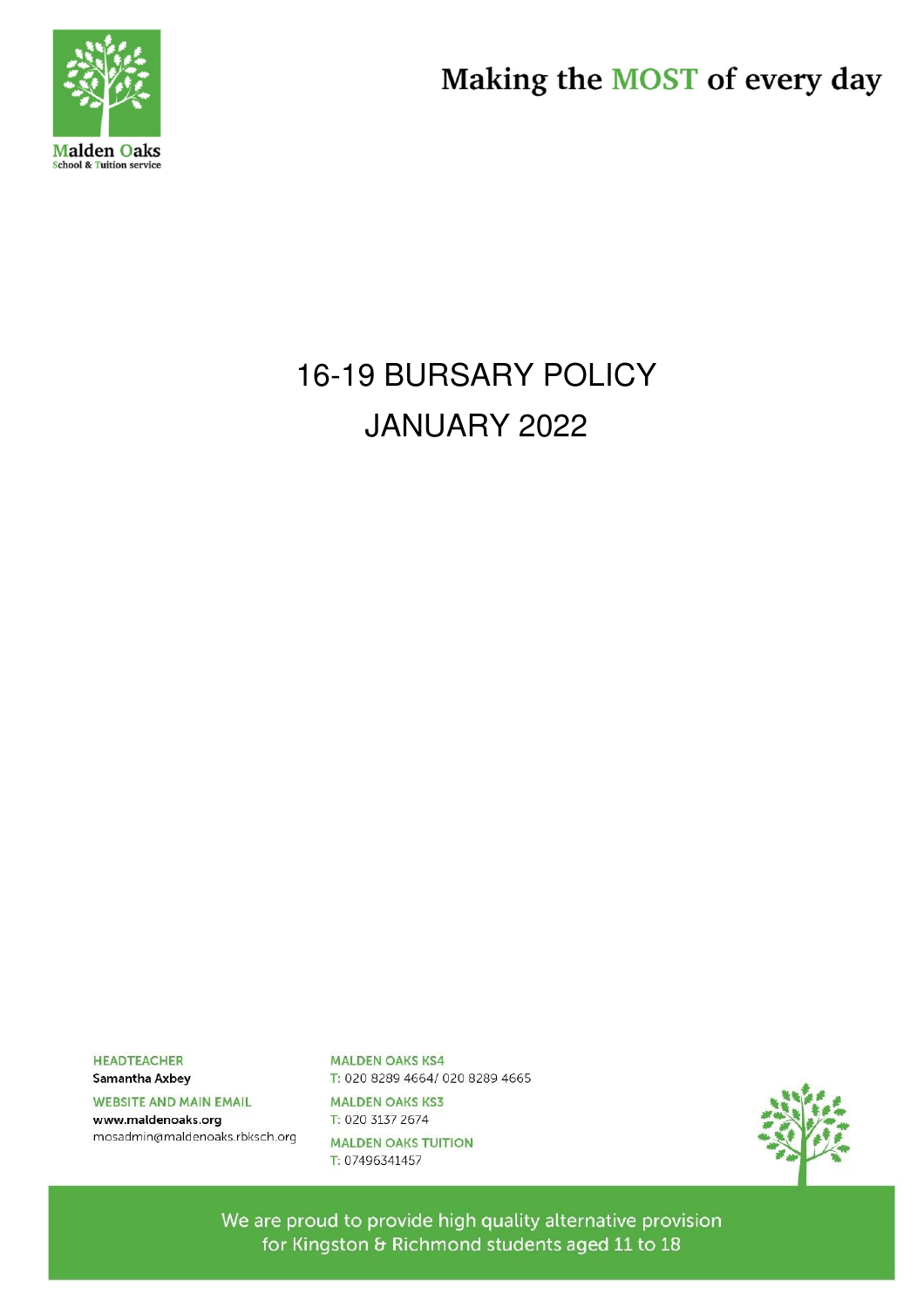Malden Oaks
School & Tuition service

Making the MOST of every day

# 16-19 BURSARY POLICY
# JANUARY 2022

HEADTEACHER
Samantha Axbey

WEBSITE AND MAIN EMAIL
www.maldenoaks.org
mosadmin@maldenoaks.rbksch.org

MALDEN OAKS KS4
T: 020 8289 4664/ 020 8289 4665

MALDEN OAKS KS3
T: 020 3137 2674

MALDEN OAKS TUITION
T: 07496341457

We are proud to provide high quality alternative provision for Kingston & Richmond students aged 11 to 18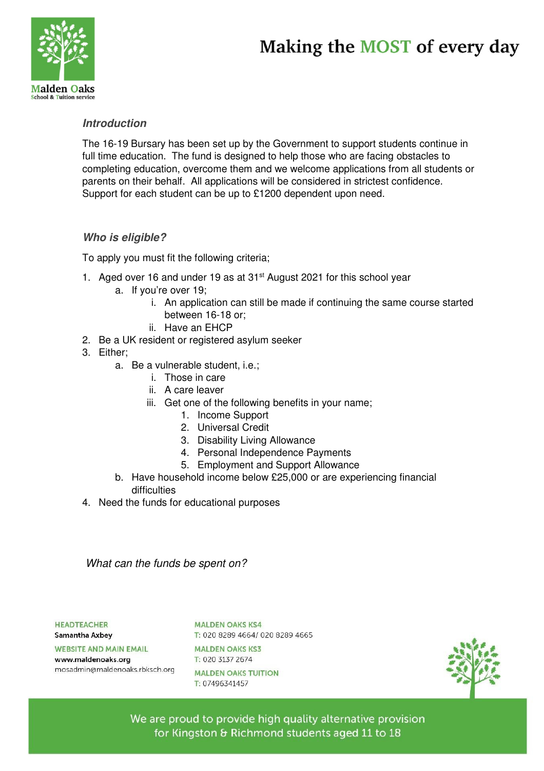### *Introduction*

The 16-19 Bursary has been set up by the Government to support students continue in full time education. The fund is designed to help those who are facing obstacles to completing education, overcome them and we welcome applications from all students or parents on their behalf. All applications will be considered in strictest confidence. Support for each student can be up to £1200 dependent upon need.

### *Who is eligible?*

To apply you must fit the following criteria;

1. Aged over 16 and under 19 as at 31st August 2021 for this school year
   a. If you're over 19;
      i. An application can still be made if continuing the same course started between 16-18 or;
      ii. Have an EHCP
2. Be a UK resident or registered asylum seeker
3. Either;
   a. Be a vulnerable student, i.e.;
      i. Those in care
      ii. A care leaver
      iii. Get one of the following benefits in your name;
         1. Income Support
         2. Universal Credit
         3. Disability Living Allowance
         4. Personal Independence Payments
         5. Employment and Support Allowance
   b. Have household income below £25,000 or are experiencing financial difficulties
4. Need the funds for educational purposes

### *What can the funds be spent on?*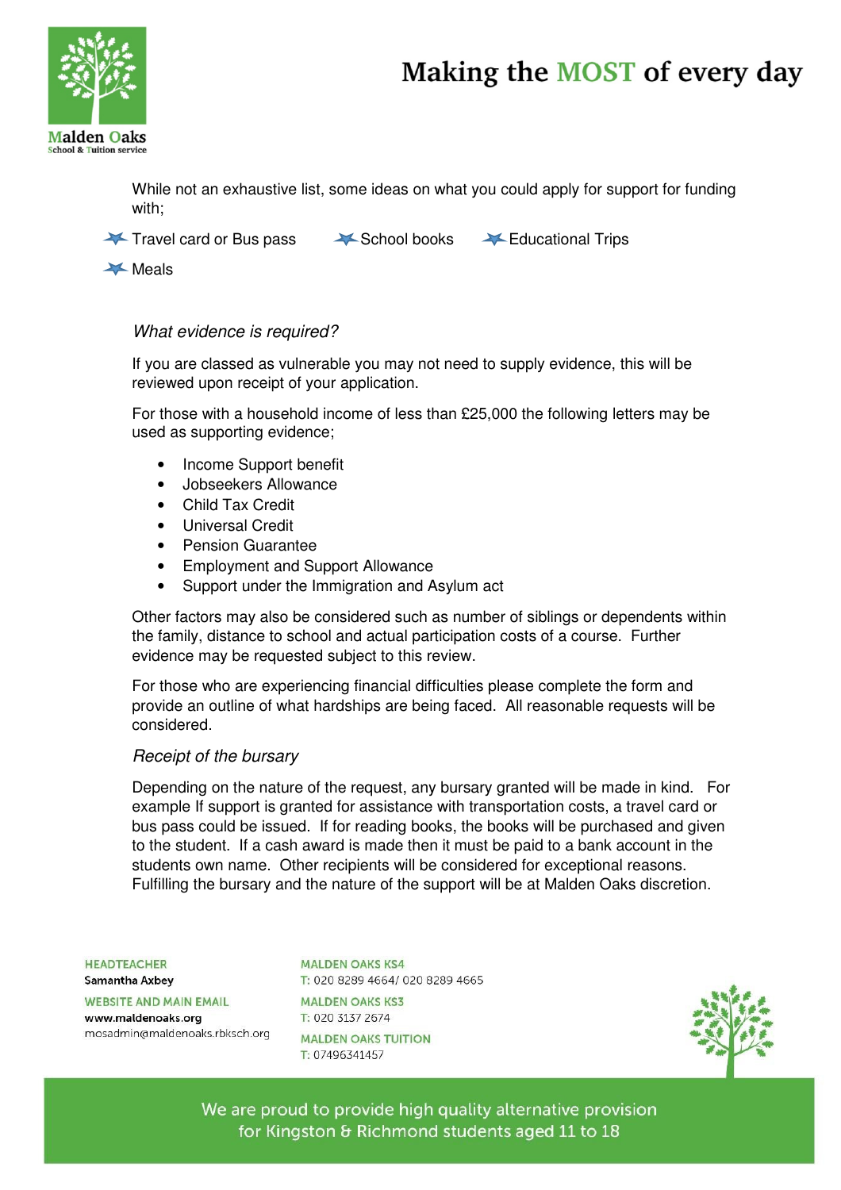While not an exhaustive list, some ideas on what you could apply for support for funding with;

- Travel card or Bus pass
- School books
- Educational Trips
- Meals

*What evidence is required?*

If you are classed as vulnerable you may not need to supply evidence, this will be reviewed upon receipt of your application.

For those with a household income of less than £25,000 the following letters may be used as supporting evidence;

- Income Support benefit
- Jobseekers Allowance
- Child Tax Credit
- Universal Credit
- Pension Guarantee
- Employment and Support Allowance
- Support under the Immigration and Asylum act

Other factors may also be considered such as number of siblings or dependents within the family, distance to school and actual participation costs of a course. Further evidence may be requested subject to this review.

For those who are experiencing financial difficulties please complete the form and provide an outline of what hardships are being faced. All reasonable requests will be considered.

*Receipt of the bursary*

Depending on the nature of the request, any bursary granted will be made in kind. For example If support is granted for assistance with transportation costs, a travel card or bus pass could be issued. If for reading books, the books will be purchased and given to the student. If a cash award is made then it must be paid to a bank account in the students own name. Other recipients will be considered for exceptional reasons. Fulfilling the bursary and the nature of the support will be at Malden Oaks discretion.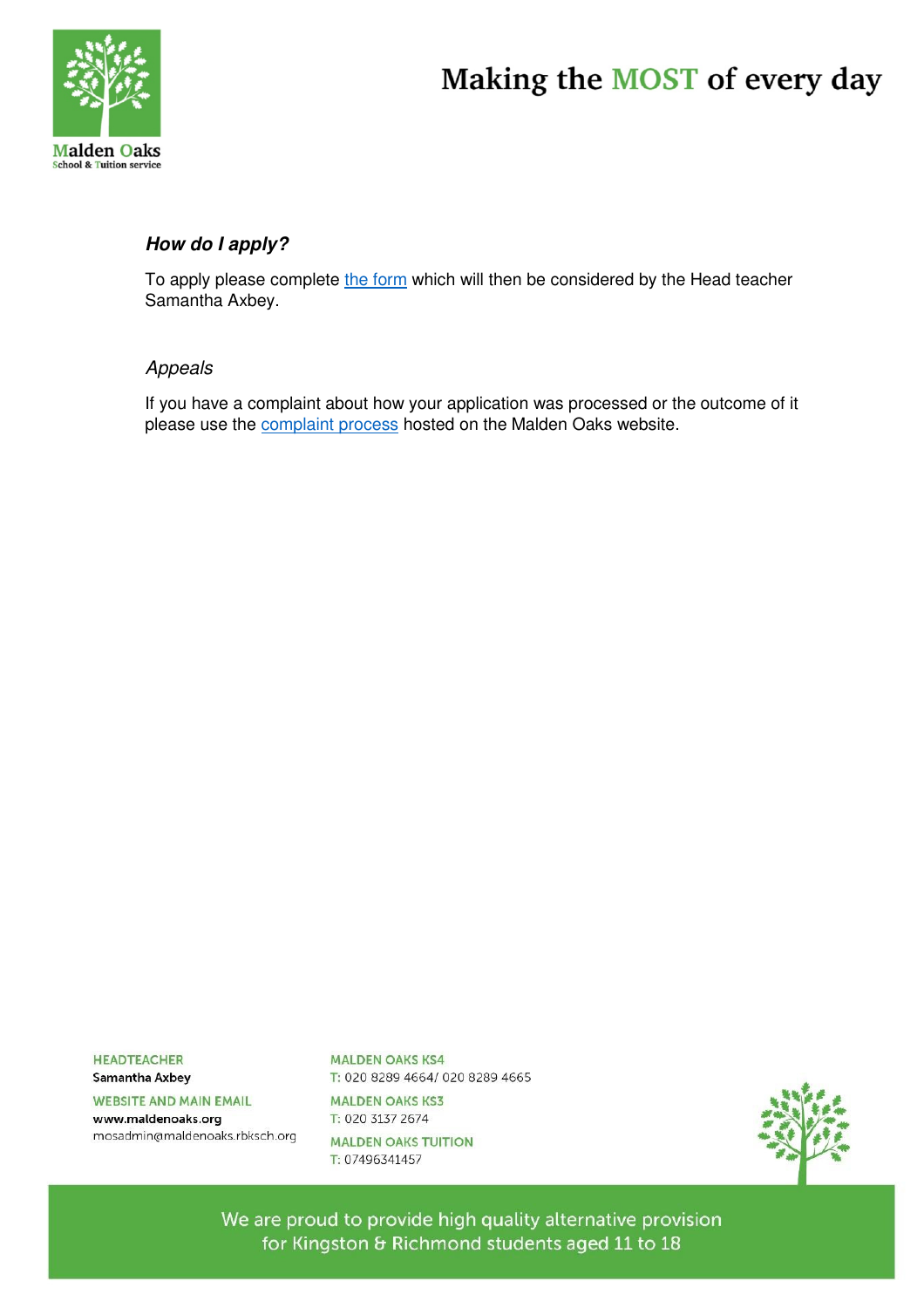### ***How do I apply?***

To apply please complete the form which will then be considered by the Head teacher Samantha Axbey.

### *Appeals*

If you have a complaint about how your application was processed or the outcome of it please use the complaint process hosted on the Malden Oaks website.